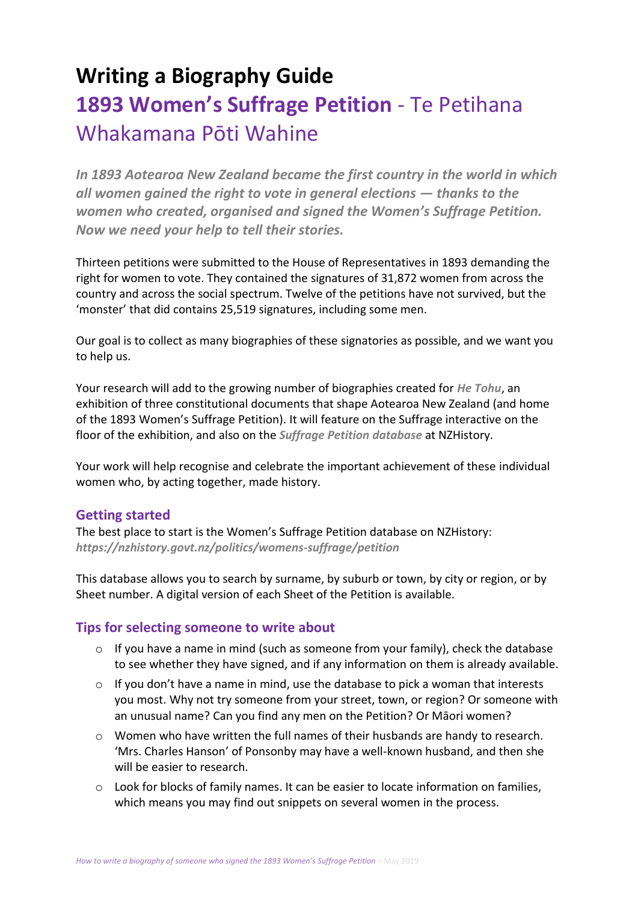# Writing a Biography Guide

## **1893 Women's Suffrage Petition** - Te Petihana Whakamana Pōti Wahine

***In 1893 Aotearoa New Zealand became the first country in the world in which all women gained the right to vote in general elections — thanks to the women who created, organised and signed the Women's Suffrage Petition. Now we need your help to tell their stories.***

Thirteen petitions were submitted to the House of Representatives in 1893 demanding the right for women to vote. They contained the signatures of 31,872 women from across the country and across the social spectrum. Twelve of the petitions have not survived, but the 'monster' that did contains 25,519 signatures, including some men.

Our goal is to collect as many biographies of these signatories as possible, and we want you to help us.

Your research will add to the growing number of biographies created for ***He Tohu***, an exhibition of three constitutional documents that shape Aotearoa New Zealand (and home of the 1893 Women's Suffrage Petition). It will feature on the Suffrage interactive on the floor of the exhibition, and also on the ***Suffrage Petition database*** at NZHistory.

Your work will help recognise and celebrate the important achievement of these individual women who, by acting together, made history.

### Getting started

The best place to start is the Women's Suffrage Petition database on NZHistory: ***https://nzhistory.govt.nz/politics/womens-suffrage/petition***

This database allows you to search by surname, by suburb or town, by city or region, or by Sheet number. A digital version of each Sheet of the Petition is available.

### Tips for selecting someone to write about

- If you have a name in mind (such as someone from your family), check the database to see whether they have signed, and if any information on them is already available.
- If you don't have a name in mind, use the database to pick a woman that interests you most. Why not try someone from your street, town, or region? Or someone with an unusual name? Can you find any men on the Petition? Or Māori women?
- Women who have written the full names of their husbands are handy to research. 'Mrs. Charles Hanson' of Ponsonby may have a well-known husband, and then she will be easier to research.
- Look for blocks of family names. It can be easier to locate information on families, which means you may find out snippets on several women in the process.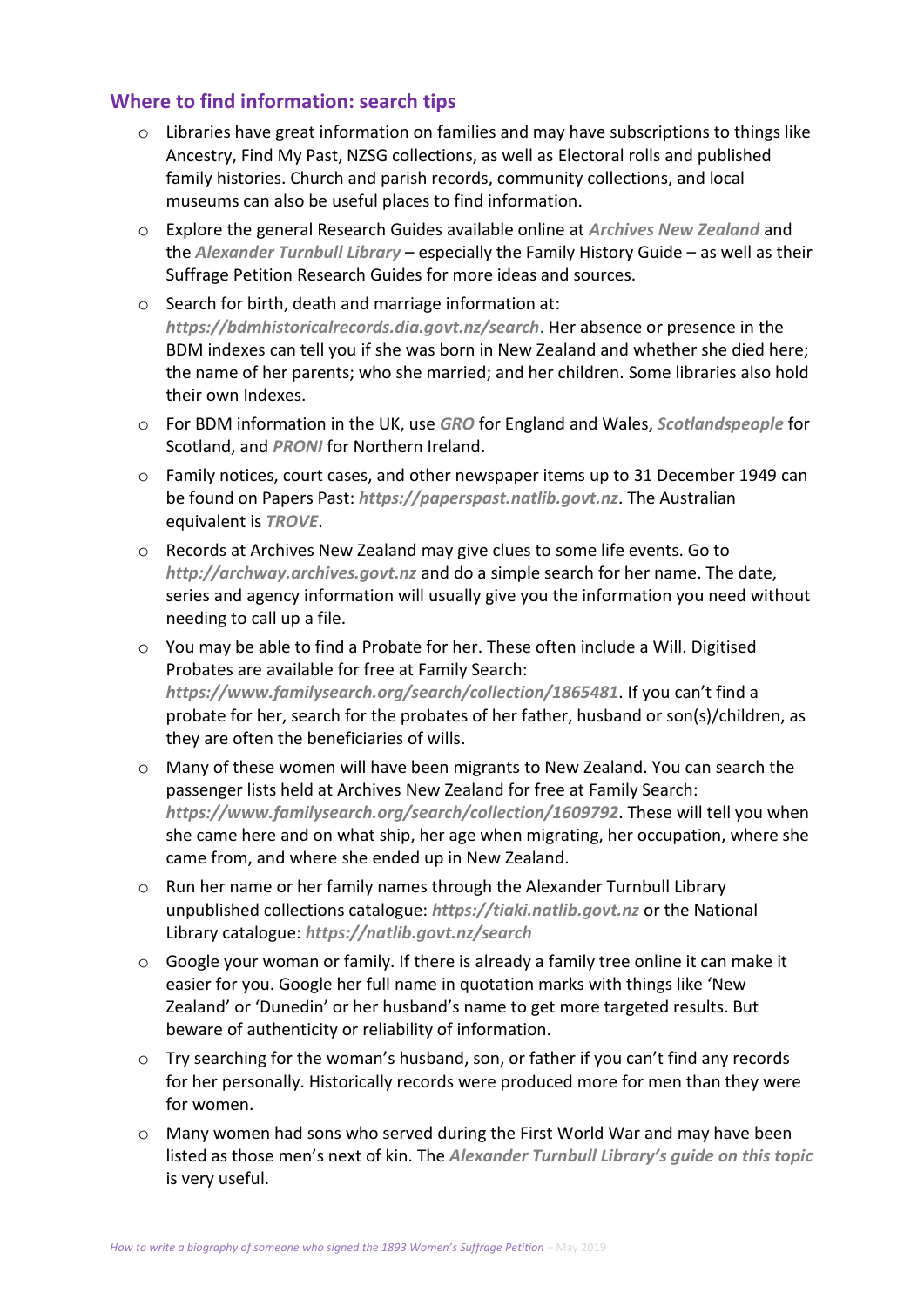## Where to find information: search tips

- Libraries have great information on families and may have subscriptions to things like Ancestry, Find My Past, NZSG collections, as well as Electoral rolls and published family histories. Church and parish records, community collections, and local museums can also be useful places to find information.
- Explore the general Research Guides available online at ***Archives New Zealand*** and the ***Alexander Turnbull Library*** – especially the Family History Guide – as well as their Suffrage Petition Research Guides for more ideas and sources.
- Search for birth, death and marriage information at: ***https://bdmhistoricalrecords.dia.govt.nz/search***. Her absence or presence in the BDM indexes can tell you if she was born in New Zealand and whether she died here; the name of her parents; who she married; and her children. Some libraries also hold their own Indexes.
- For BDM information in the UK, use ***GRO*** for England and Wales, ***Scotlandspeople*** for Scotland, and ***PRONI*** for Northern Ireland.
- Family notices, court cases, and other newspaper items up to 31 December 1949 can be found on Papers Past: ***https://paperspast.natlib.govt.nz***. The Australian equivalent is ***TROVE***.
- Records at Archives New Zealand may give clues to some life events. Go to ***http://archway.archives.govt.nz*** and do a simple search for her name. The date, series and agency information will usually give you the information you need without needing to call up a file.
- You may be able to find a Probate for her. These often include a Will. Digitised Probates are available for free at Family Search: ***https://www.familysearch.org/search/collection/1865481***. If you can't find a probate for her, search for the probates of her father, husband or son(s)/children, as they are often the beneficiaries of wills.
- Many of these women will have been migrants to New Zealand. You can search the passenger lists held at Archives New Zealand for free at Family Search: ***https://www.familysearch.org/search/collection/1609792***. These will tell you when she came here and on what ship, her age when migrating, her occupation, where she came from, and where she ended up in New Zealand.
- Run her name or her family names through the Alexander Turnbull Library unpublished collections catalogue: ***https://tiaki.natlib.govt.nz*** or the National Library catalogue: ***https://natlib.govt.nz/search***
- Google your woman or family. If there is already a family tree online it can make it easier for you. Google her full name in quotation marks with things like 'New Zealand' or 'Dunedin' or her husband's name to get more targeted results. But beware of authenticity or reliability of information.
- Try searching for the woman's husband, son, or father if you can't find any records for her personally. Historically records were produced more for men than they were for women.
- Many women had sons who served during the First World War and may have been listed as those men's next of kin. The ***Alexander Turnbull Library's guide on this topic*** is very useful.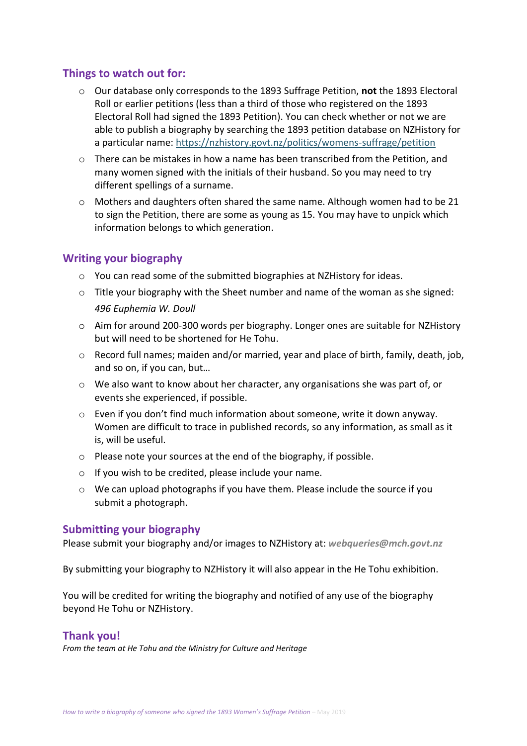## Things to watch out for:

- Our database only corresponds to the 1893 Suffrage Petition, **not** the 1893 Electoral Roll or earlier petitions (less than a third of those who registered on the 1893 Electoral Roll had signed the 1893 Petition). You can check whether or not we are able to publish a biography by searching the 1893 petition database on NZHistory for a particular name: https://nzhistory.govt.nz/politics/womens-suffrage/petition
- There can be mistakes in how a name has been transcribed from the Petition, and many women signed with the initials of their husband. So you may need to try different spellings of a surname.
- Mothers and daughters often shared the same name. Although women had to be 21 to sign the Petition, there are some as young as 15. You may have to unpick which information belongs to which generation.

## Writing your biography

- You can read some of the submitted biographies at NZHistory for ideas.
- Title your biography with the Sheet number and name of the woman as she signed: *496 Euphemia W. Doull*
- Aim for around 200-300 words per biography. Longer ones are suitable for NZHistory but will need to be shortened for He Tohu.
- Record full names; maiden and/or married, year and place of birth, family, death, job, and so on, if you can, but…
- We also want to know about her character, any organisations she was part of, or events she experienced, if possible.
- Even if you don't find much information about someone, write it down anyway. Women are difficult to trace in published records, so any information, as small as it is, will be useful.
- Please note your sources at the end of the biography, if possible.
- If you wish to be credited, please include your name.
- We can upload photographs if you have them. Please include the source if you submit a photograph.

## Submitting your biography

Please submit your biography and/or images to NZHistory at: ***webqueries@mch.govt.nz***

By submitting your biography to NZHistory it will also appear in the He Tohu exhibition.

You will be credited for writing the biography and notified of any use of the biography beyond He Tohu or NZHistory.

## Thank you!

*From the team at He Tohu and the Ministry for Culture and Heritage*